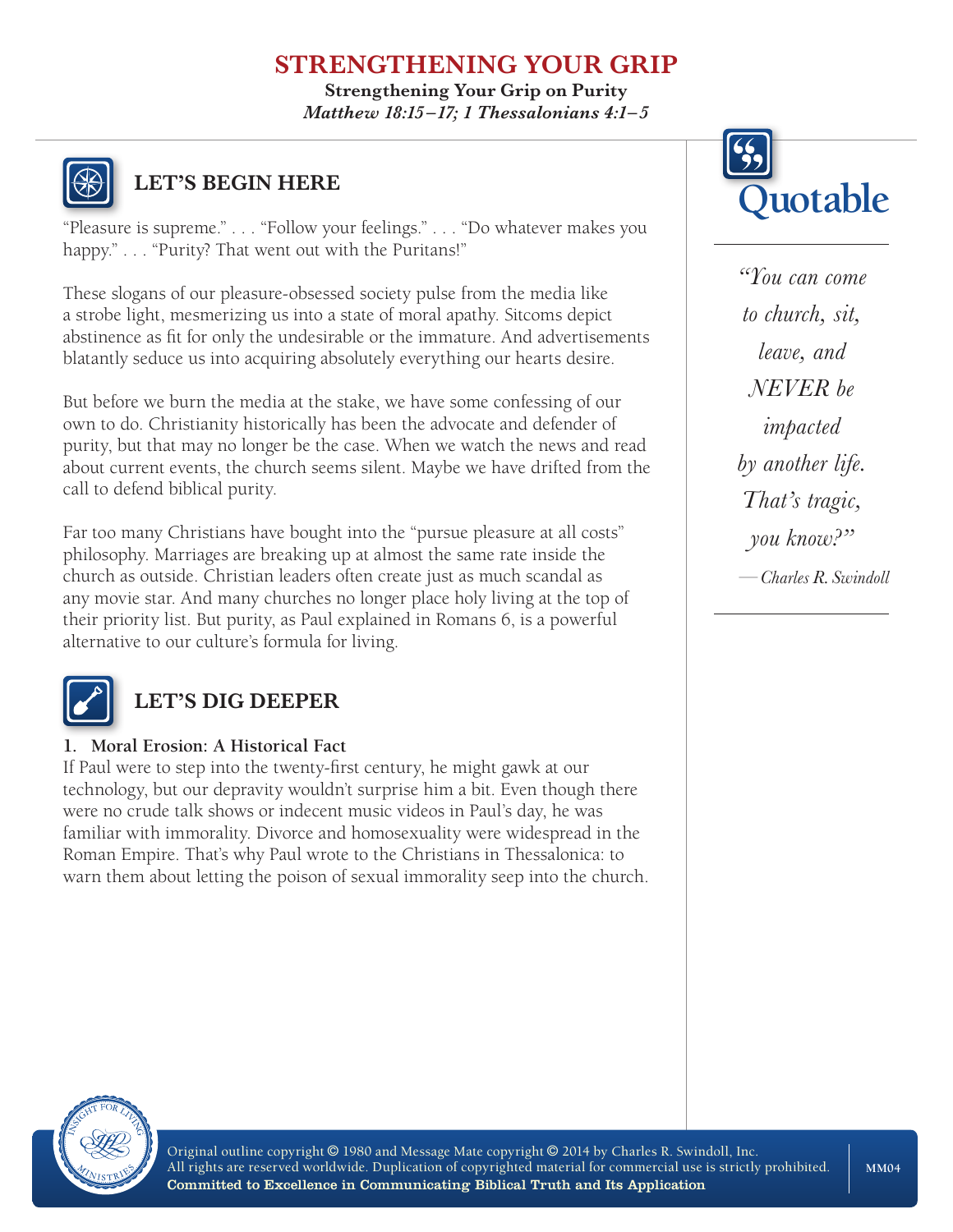# STRENGTHENING YOUR GRIP

**Strengthening Your Grip on Purity**

***Matthew 18:15–17; 1 Thessalonians 4:1–5***

## LET'S BEGIN HERE

"Pleasure is supreme." . . . "Follow your feelings." . . . "Do whatever makes you happy." . . . "Purity? That went out with the Puritans!"

These slogans of our pleasure-obsessed society pulse from the media like a strobe light, mesmerizing us into a state of moral apathy. Sitcoms depict abstinence as fit for only the undesirable or the immature. And advertisements blatantly seduce us into acquiring absolutely everything our hearts desire.

But before we burn the media at the stake, we have some confessing of our own to do. Christianity historically has been the advocate and defender of purity, but that may no longer be the case. When we watch the news and read about current events, the church seems silent. Maybe we have drifted from the call to defend biblical purity.

Far too many Christians have bought into the "pursue pleasure at all costs" philosophy. Marriages are breaking up at almost the same rate inside the church as outside. Christian leaders often create just as much scandal as any movie star. And many churches no longer place holy living at the top of their priority list. But purity, as Paul explained in Romans 6, is a powerful alternative to our culture's formula for living.

## Quotable

*"You can come to church, sit, leave, and NEVER be impacted by another life. That's tragic, you know?"*

*—Charles R. Swindoll*

## LET'S DIG DEEPER

**1. Moral Erosion: A Historical Fact**

If Paul were to step into the twenty-first century, he might gawk at our technology, but our depravity wouldn't surprise him a bit. Even though there were no crude talk shows or indecent music videos in Paul's day, he was familiar with immorality. Divorce and homosexuality were widespread in the Roman Empire. That's why Paul wrote to the Christians in Thessalonica: to warn them about letting the poison of sexual immorality seep into the church.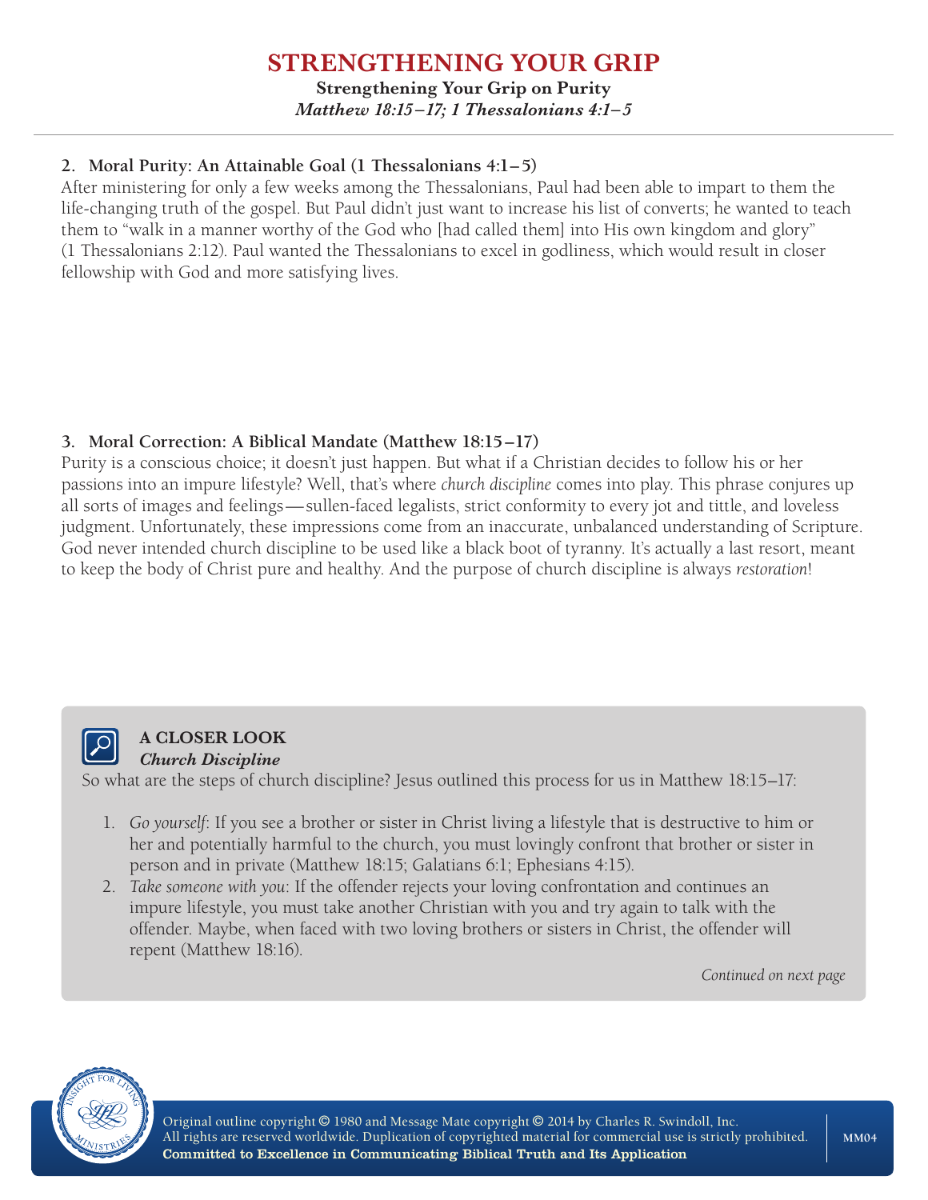## 2. Moral Purity: An Attainable Goal (1 Thessalonians 4:1–5)

After ministering for only a few weeks among the Thessalonians, Paul had been able to impart to them the life-changing truth of the gospel. But Paul didn't just want to increase his list of converts; he wanted to teach them to "walk in a manner worthy of the God who [had called them] into His own kingdom and glory" (1 Thessalonians 2:12). Paul wanted the Thessalonians to excel in godliness, which would result in closer fellowship with God and more satisfying lives.

## 3. Moral Correction: A Biblical Mandate (Matthew 18:15–17)

Purity is a conscious choice; it doesn't just happen. But what if a Christian decides to follow his or her passions into an impure lifestyle? Well, that's where *church discipline* comes into play. This phrase conjures up all sorts of images and feelings—sullen-faced legalists, strict conformity to every jot and tittle, and loveless judgment. Unfortunately, these impressions come from an inaccurate, unbalanced understanding of Scripture. God never intended church discipline to be used like a black boot of tyranny. It's actually a last resort, meant to keep the body of Christ pure and healthy. And the purpose of church discipline is always *restoration*!

### A CLOSER LOOK

***Church Discipline***

So what are the steps of church discipline? Jesus outlined this process for us in Matthew 18:15–17:

1. *Go yourself*: If you see a brother or sister in Christ living a lifestyle that is destructive to him or her and potentially harmful to the church, you must lovingly confront that brother or sister in person and in private (Matthew 18:15; Galatians 6:1; Ephesians 4:15).
2. *Take someone with you*: If the offender rejects your loving confrontation and continues an impure lifestyle, you must take another Christian with you and try again to talk with the offender. Maybe, when faced with two loving brothers or sisters in Christ, the offender will repent (Matthew 18:16).

*Continued on next page*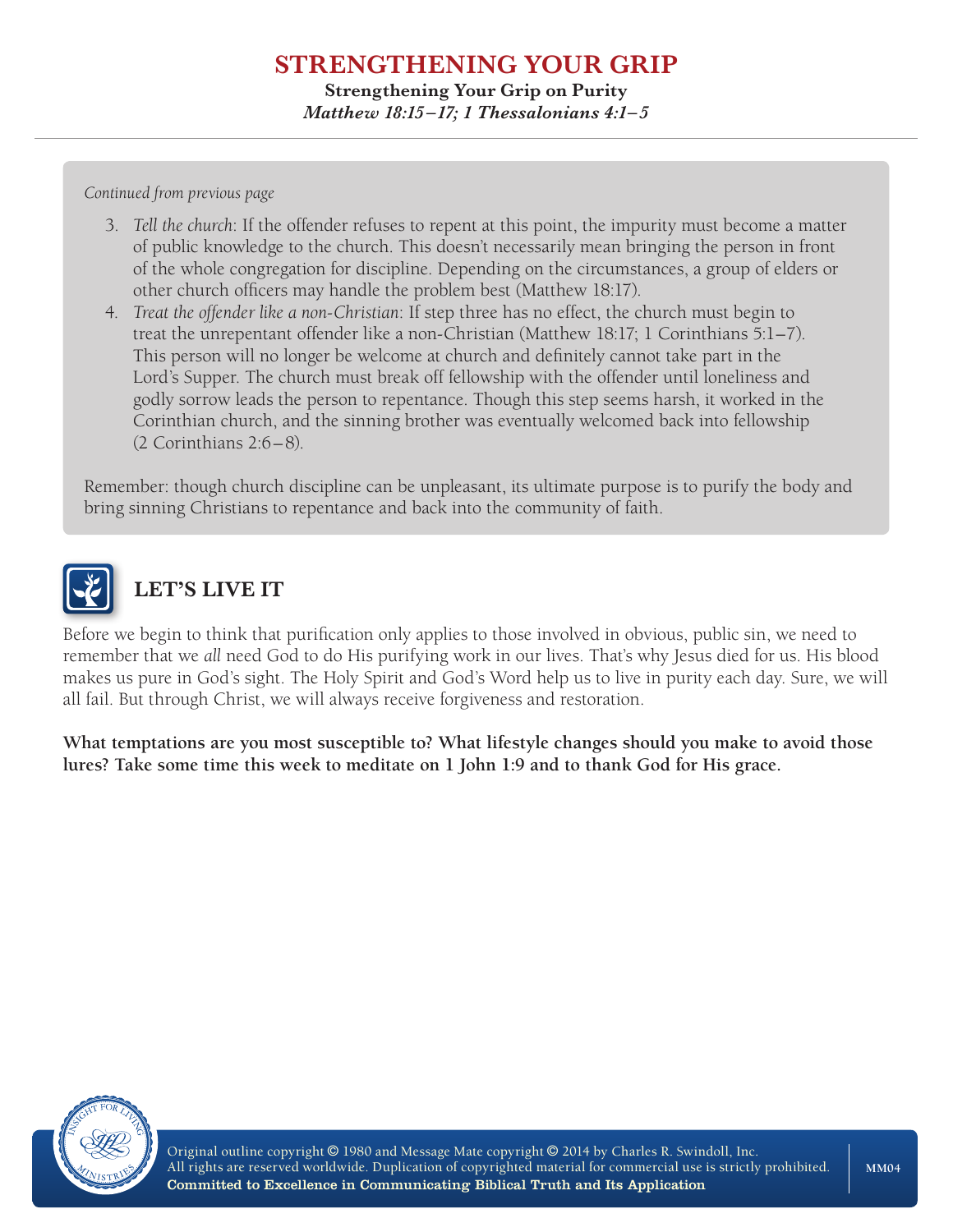*Continued from previous page*

3. *Tell the church*: If the offender refuses to repent at this point, the impurity must become a matter of public knowledge to the church. This doesn't necessarily mean bringing the person in front of the whole congregation for discipline. Depending on the circumstances, a group of elders or other church officers may handle the problem best (Matthew 18:17).
4. *Treat the offender like a non-Christian*: If step three has no effect, the church must begin to treat the unrepentant offender like a non-Christian (Matthew 18:17; 1 Corinthians 5:1–7). This person will no longer be welcome at church and definitely cannot take part in the Lord's Supper. The church must break off fellowship with the offender until loneliness and godly sorrow leads the person to repentance. Though this step seems harsh, it worked in the Corinthian church, and the sinning brother was eventually welcomed back into fellowship (2 Corinthians 2:6–8).

Remember: though church discipline can be unpleasant, its ultimate purpose is to purify the body and bring sinning Christians to repentance and back into the community of faith.

## LET'S LIVE IT

Before we begin to think that purification only applies to those involved in obvious, public sin, we need to remember that we *all* need God to do His purifying work in our lives. That's why Jesus died for us. His blood makes us pure in God's sight. The Holy Spirit and God's Word help us to live in purity each day. Sure, we will all fail. But through Christ, we will always receive forgiveness and restoration.

**What temptations are you most susceptible to? What lifestyle changes should you make to avoid those lures? Take some time this week to meditate on 1 John 1:9 and to thank God for His grace.**

Original outline copyright © 1980 and Message Mate copyright © 2014 by Charles R. Swindoll, Inc.
All rights are reserved worldwide. Duplication of copyrighted material for commercial use is strictly prohibited.
**Committed to Excellence in Communicating Biblical Truth and Its Application**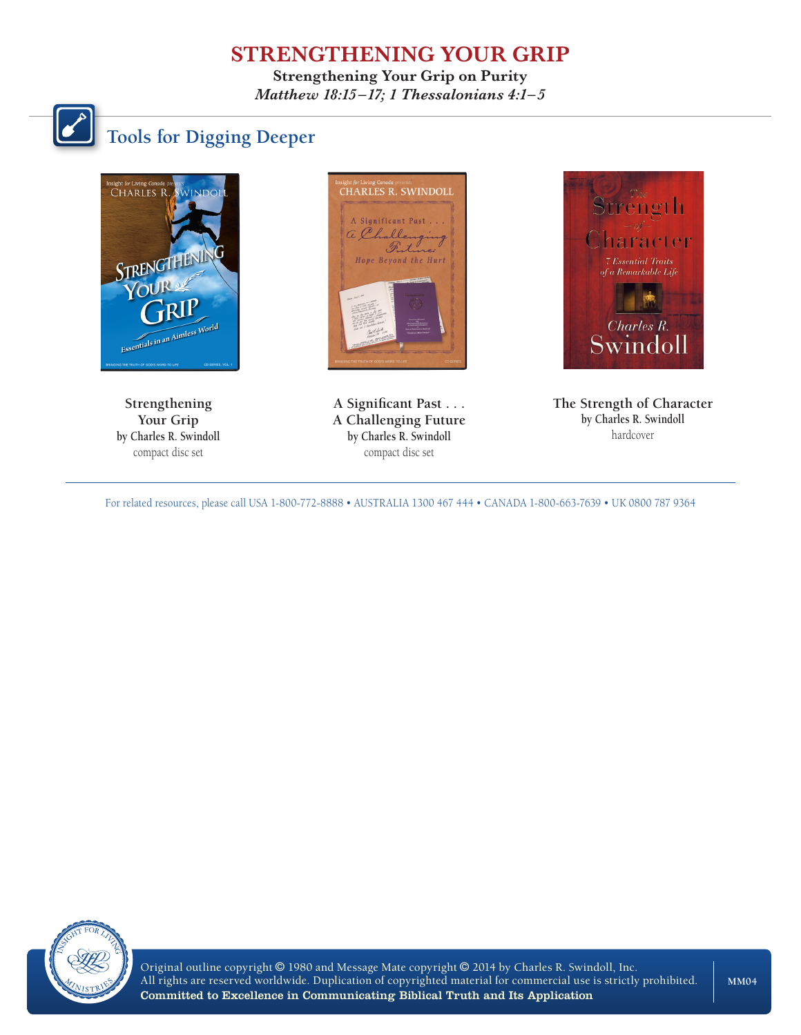# STRENGTHENING YOUR GRIP

**Strengthening Your Grip on Purity**

***Matthew 18:15–17; 1 Thessalonians 4:1–5***

## Tools for Digging Deeper

**Strengthening Your Grip**
by Charles R. Swindoll
compact disc set

**A Significant Past . . . A Challenging Future**
by Charles R. Swindoll
compact disc set

**The Strength of Character**
by Charles R. Swindoll
hardcover

For related resources, please call USA 1-800-772-8888 • AUSTRALIA 1300 467 444 • CANADA 1-800-663-7639 • UK 0800 787 9364

Original outline copyright © 1980 and Message Mate copyright © 2014 by Charles R. Swindoll, Inc.
All rights are reserved worldwide. Duplication of copyrighted material for commercial use is strictly prohibited.
**Committed to Excellence in Communicating Biblical Truth and Its Application**

MM04